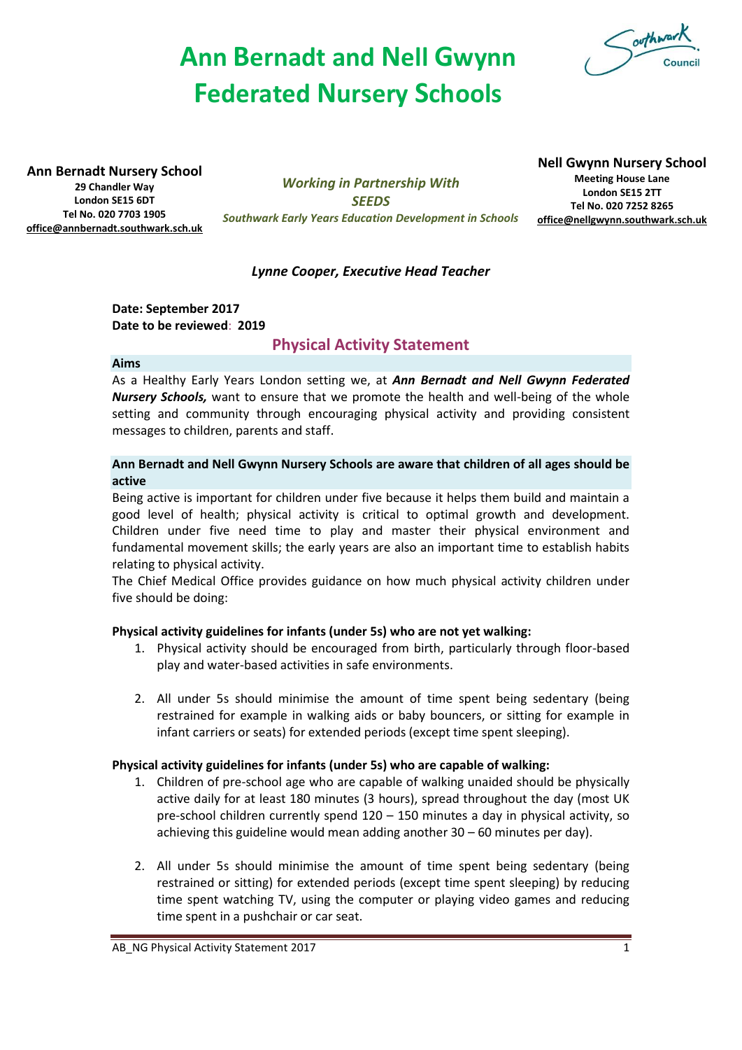# Ann Bernadt and Nell Gwynn Federated Nursery Schools

**Ann Bernadt Nursery School**
**29 Chandler Way**
**London SE15 6DT**
**Tel No. 020 7703 1905**
**office@annbernadt.southwark.sch.uk**

***Working in Partnership With***
***SEEDS***
***Southwark Early Years Education Development in Schools***

**Nell Gwynn Nursery School**
**Meeting House Lane**
**London SE15 2TT**
**Tel No. 020 7252 8265**
**office@nellgwynn.southwark.sch.uk**

*Lynne Cooper, Executive Head Teacher*

**Date: September 2017**
**Date to be reviewed**: **2019**

## Physical Activity Statement

### Aims

As a Healthy Early Years London setting we, at ***Ann Bernadt and Nell Gwynn Federated Nursery Schools,*** want to ensure that we promote the health and well-being of the whole setting and community through encouraging physical activity and providing consistent messages to children, parents and staff.

### Ann Bernadt and Nell Gwynn Nursery Schools are aware that children of all ages should be active

Being active is important for children under five because it helps them build and maintain a good level of health; physical activity is critical to optimal growth and development. Children under five need time to play and master their physical environment and fundamental movement skills; the early years are also an important time to establish habits relating to physical activity.

The Chief Medical Office provides guidance on how much physical activity children under five should be doing:

**Physical activity guidelines for infants (under 5s) who are not yet walking:**

1. Physical activity should be encouraged from birth, particularly through floor-based play and water-based activities in safe environments.

2. All under 5s should minimise the amount of time spent being sedentary (being restrained for example in walking aids or baby bouncers, or sitting for example in infant carriers or seats) for extended periods (except time spent sleeping).

**Physical activity guidelines for infants (under 5s) who are capable of walking:**

1. Children of pre-school age who are capable of walking unaided should be physically active daily for at least 180 minutes (3 hours), spread throughout the day (most UK pre-school children currently spend 120 – 150 minutes a day in physical activity, so achieving this guideline would mean adding another 30 – 60 minutes per day).

2. All under 5s should minimise the amount of time spent being sedentary (being restrained or sitting) for extended periods (except time spent sleeping) by reducing time spent watching TV, using the computer or playing video games and reducing time spent in a pushchair or car seat.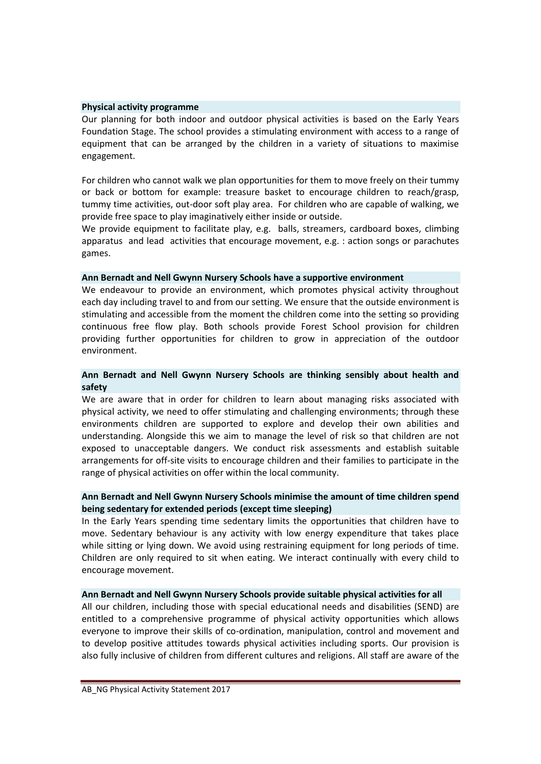**Physical activity programme**

Our planning for both indoor and outdoor physical activities is based on the Early Years Foundation Stage. The school provides a stimulating environment with access to a range of equipment that can be arranged by the children in a variety of situations to maximise engagement.

For children who cannot walk we plan opportunities for them to move freely on their tummy or back or bottom for example: treasure basket to encourage children to reach/grasp, tummy time activities, out-door soft play area. For children who are capable of walking, we provide free space to play imaginatively either inside or outside.

We provide equipment to facilitate play, e.g. balls, streamers, cardboard boxes, climbing apparatus and lead activities that encourage movement, e.g. : action songs or parachutes games.

**Ann Bernadt and Nell Gwynn Nursery Schools have a supportive environment**

We endeavour to provide an environment, which promotes physical activity throughout each day including travel to and from our setting. We ensure that the outside environment is stimulating and accessible from the moment the children come into the setting so providing continuous free flow play. Both schools provide Forest School provision for children providing further opportunities for children to grow in appreciation of the outdoor environment.

**Ann Bernadt and Nell Gwynn Nursery Schools are thinking sensibly about health and safety**

We are aware that in order for children to learn about managing risks associated with physical activity, we need to offer stimulating and challenging environments; through these environments children are supported to explore and develop their own abilities and understanding. Alongside this we aim to manage the level of risk so that children are not exposed to unacceptable dangers. We conduct risk assessments and establish suitable arrangements for off-site visits to encourage children and their families to participate in the range of physical activities on offer within the local community.

**Ann Bernadt and Nell Gwynn Nursery Schools minimise the amount of time children spend being sedentary for extended periods (except time sleeping)**

In the Early Years spending time sedentary limits the opportunities that children have to move. Sedentary behaviour is any activity with low energy expenditure that takes place while sitting or lying down. We avoid using restraining equipment for long periods of time. Children are only required to sit when eating. We interact continually with every child to encourage movement.

**Ann Bernadt and Nell Gwynn Nursery Schools provide suitable physical activities for all**

All our children, including those with special educational needs and disabilities (SEND) are entitled to a comprehensive programme of physical activity opportunities which allows everyone to improve their skills of co-ordination, manipulation, control and movement and to develop positive attitudes towards physical activities including sports. Our provision is also fully inclusive of children from different cultures and religions. All staff are aware of the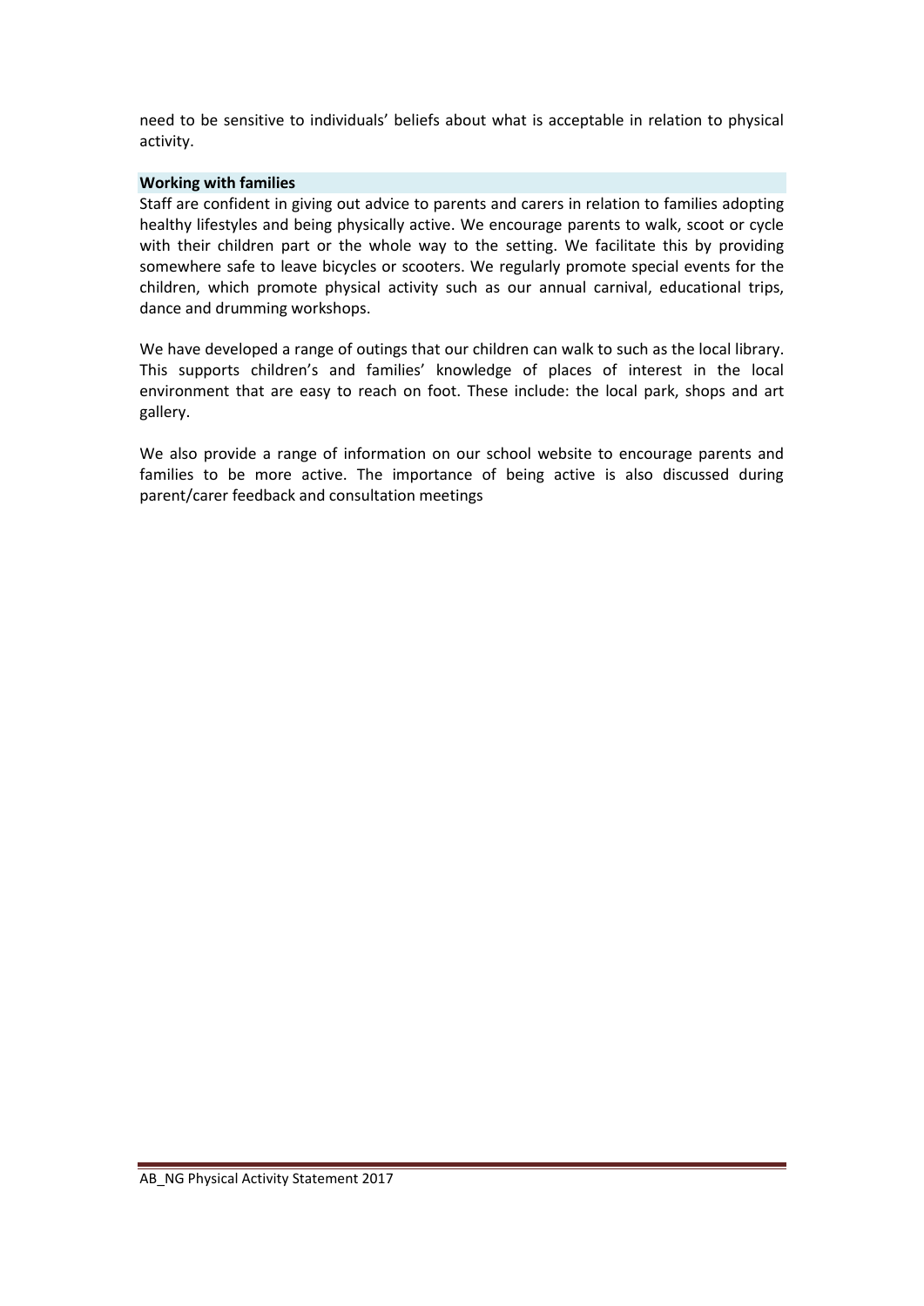need to be sensitive to individuals' beliefs about what is acceptable in relation to physical activity.

**Working with families**

Staff are confident in giving out advice to parents and carers in relation to families adopting healthy lifestyles and being physically active. We encourage parents to walk, scoot or cycle with their children part or the whole way to the setting. We facilitate this by providing somewhere safe to leave bicycles or scooters. We regularly promote special events for the children, which promote physical activity such as our annual carnival, educational trips, dance and drumming workshops.

We have developed a range of outings that our children can walk to such as the local library. This supports children's and families' knowledge of places of interest in the local environment that are easy to reach on foot. These include: the local park, shops and art gallery.

We also provide a range of information on our school website to encourage parents and families to be more active. The importance of being active is also discussed during parent/carer feedback and consultation meetings